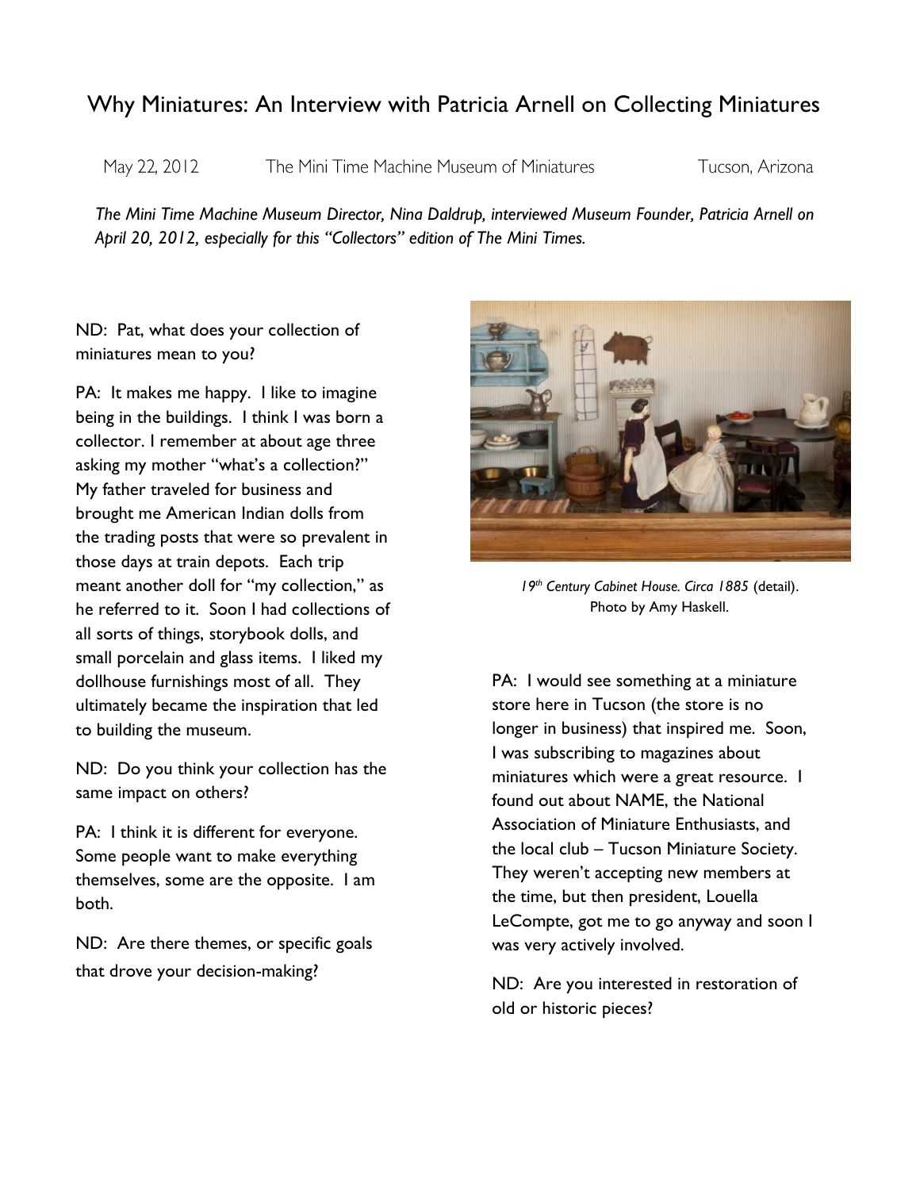# Why Miniatures: An Interview with Patricia Arnell on Collecting Miniatures

May 22, 2012 The Mini Time Machine Museum of Miniatures Tucson, Arizona

*The Mini Time Machine Museum Director, Nina Daldrup, interviewed Museum Founder, Patricia Arnell on April 20, 2012, especially for this "Collectors" edition of The Mini Times.*

ND: Pat, what does your collection of miniatures mean to you?

PA: It makes me happy. I like to imagine being in the buildings. I think I was born a collector. I remember at about age three asking my mother "what's a collection?" My father traveled for business and brought me American Indian dolls from the trading posts that were so prevalent in those days at train depots. Each trip meant another doll for "my collection," as he referred to it. Soon I had collections of all sorts of things, storybook dolls, and small porcelain and glass items. I liked my dollhouse furnishings most of all. They ultimately became the inspiration that led to building the museum.

ND: Do you think your collection has the same impact on others?

PA: I think it is different for everyone. Some people want to make everything themselves, some are the opposite. I am both.

ND: Are there themes, or specific goals that drove your decision-making?

*19th Century Cabinet House. Circa 1885* (detail). Photo by Amy Haskell.

PA: I would see something at a miniature store here in Tucson (the store is no longer in business) that inspired me. Soon, I was subscribing to magazines about miniatures which were a great resource. I found out about NAME, the National Association of Miniature Enthusiasts, and the local club – Tucson Miniature Society. They weren't accepting new members at the time, but then president, Louella LeCompte, got me to go anyway and soon I was very actively involved.

ND: Are you interested in restoration of old or historic pieces?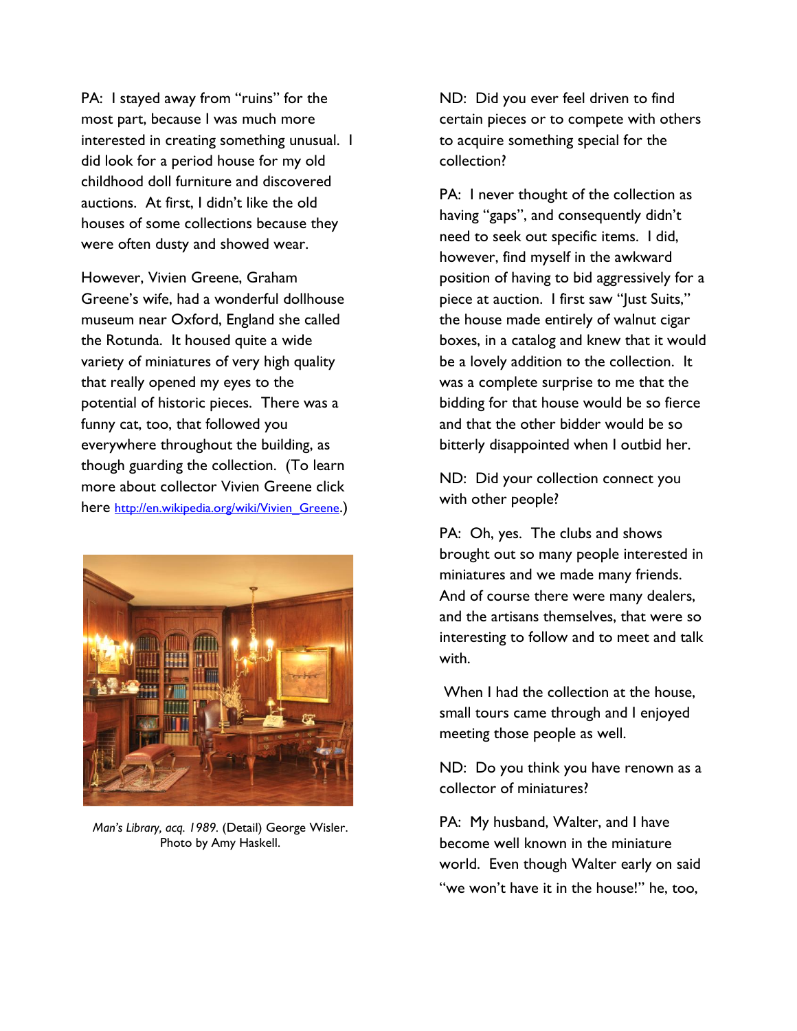PA: I stayed away from "ruins" for the most part, because I was much more interested in creating something unusual. I did look for a period house for my old childhood doll furniture and discovered auctions. At first, I didn't like the old houses of some collections because they were often dusty and showed wear.

However, Vivien Greene, Graham Greene's wife, had a wonderful dollhouse museum near Oxford, England she called the Rotunda. It housed quite a wide variety of miniatures of very high quality that really opened my eyes to the potential of historic pieces. There was a funny cat, too, that followed you everywhere throughout the building, as though guarding the collection. (To learn more about collector Vivien Greene click here http://en.wikipedia.org/wiki/Vivien_Greene.)

*Man's Library, acq. 1989.* (Detail) George Wisler. Photo by Amy Haskell.

ND: Did you ever feel driven to find certain pieces or to compete with others to acquire something special for the collection?

PA: I never thought of the collection as having "gaps", and consequently didn't need to seek out specific items. I did, however, find myself in the awkward position of having to bid aggressively for a piece at auction. I first saw "Just Suits," the house made entirely of walnut cigar boxes, in a catalog and knew that it would be a lovely addition to the collection. It was a complete surprise to me that the bidding for that house would be so fierce and that the other bidder would be so bitterly disappointed when I outbid her.

ND: Did your collection connect you with other people?

PA: Oh, yes. The clubs and shows brought out so many people interested in miniatures and we made many friends. And of course there were many dealers, and the artisans themselves, that were so interesting to follow and to meet and talk with.

When I had the collection at the house, small tours came through and I enjoyed meeting those people as well.

ND: Do you think you have renown as a collector of miniatures?

PA: My husband, Walter, and I have become well known in the miniature world. Even though Walter early on said "we won't have it in the house!" he, too,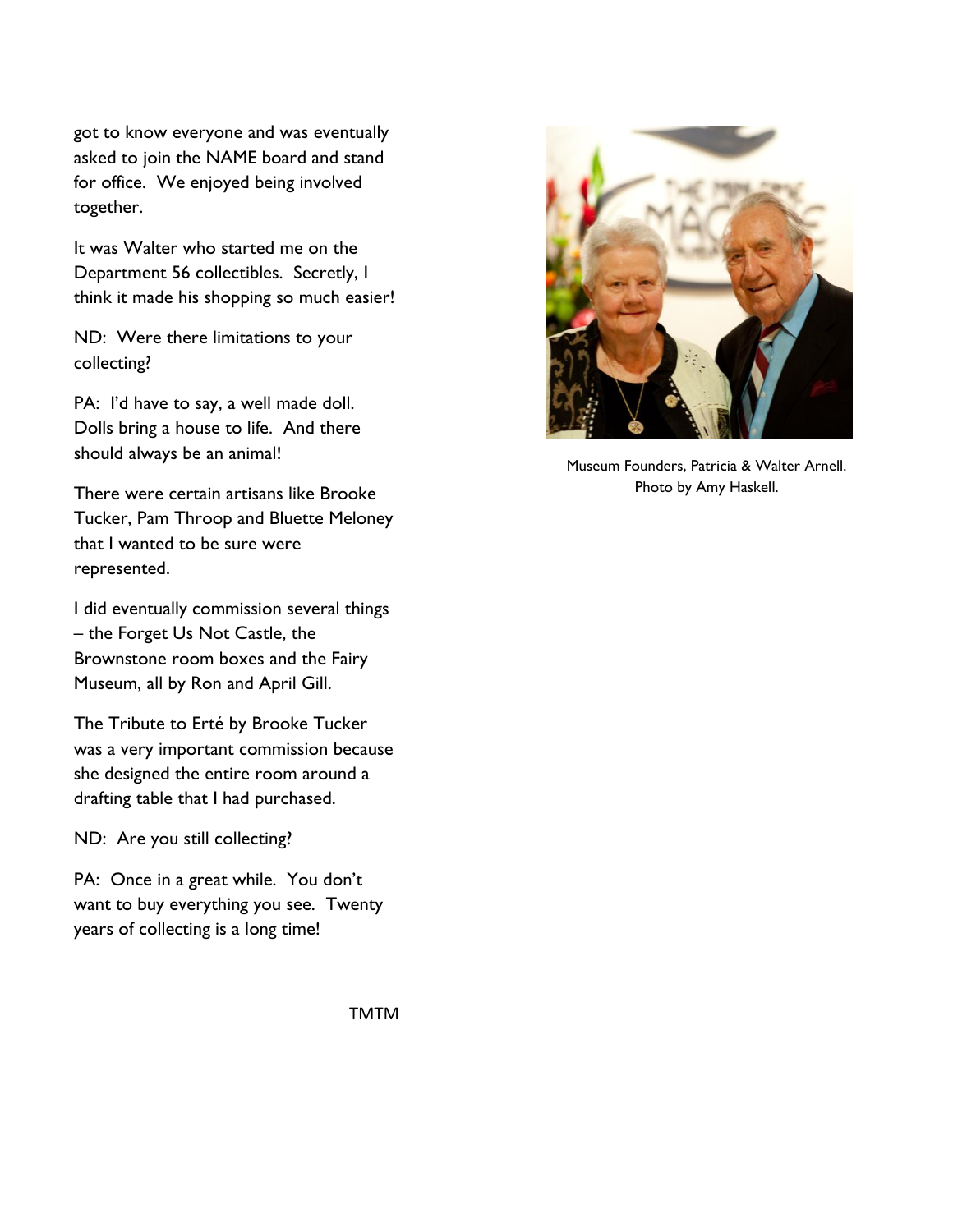got to know everyone and was eventually asked to join the NAME board and stand for office. We enjoyed being involved together.

It was Walter who started me on the Department 56 collectibles. Secretly, I think it made his shopping so much easier!

ND: Were there limitations to your collecting?

PA: I'd have to say, a well made doll. Dolls bring a house to life. And there should always be an animal!

There were certain artisans like Brooke Tucker, Pam Throop and Bluette Meloney that I wanted to be sure were represented.

I did eventually commission several things – the Forget Us Not Castle, the Brownstone room boxes and the Fairy Museum, all by Ron and April Gill.

The Tribute to Erté by Brooke Tucker was a very important commission because she designed the entire room around a drafting table that I had purchased.

ND: Are you still collecting?

PA: Once in a great while. You don't want to buy everything you see. Twenty years of collecting is a long time!

Museum Founders, Patricia & Walter Arnell. Photo by Amy Haskell.

TMTM